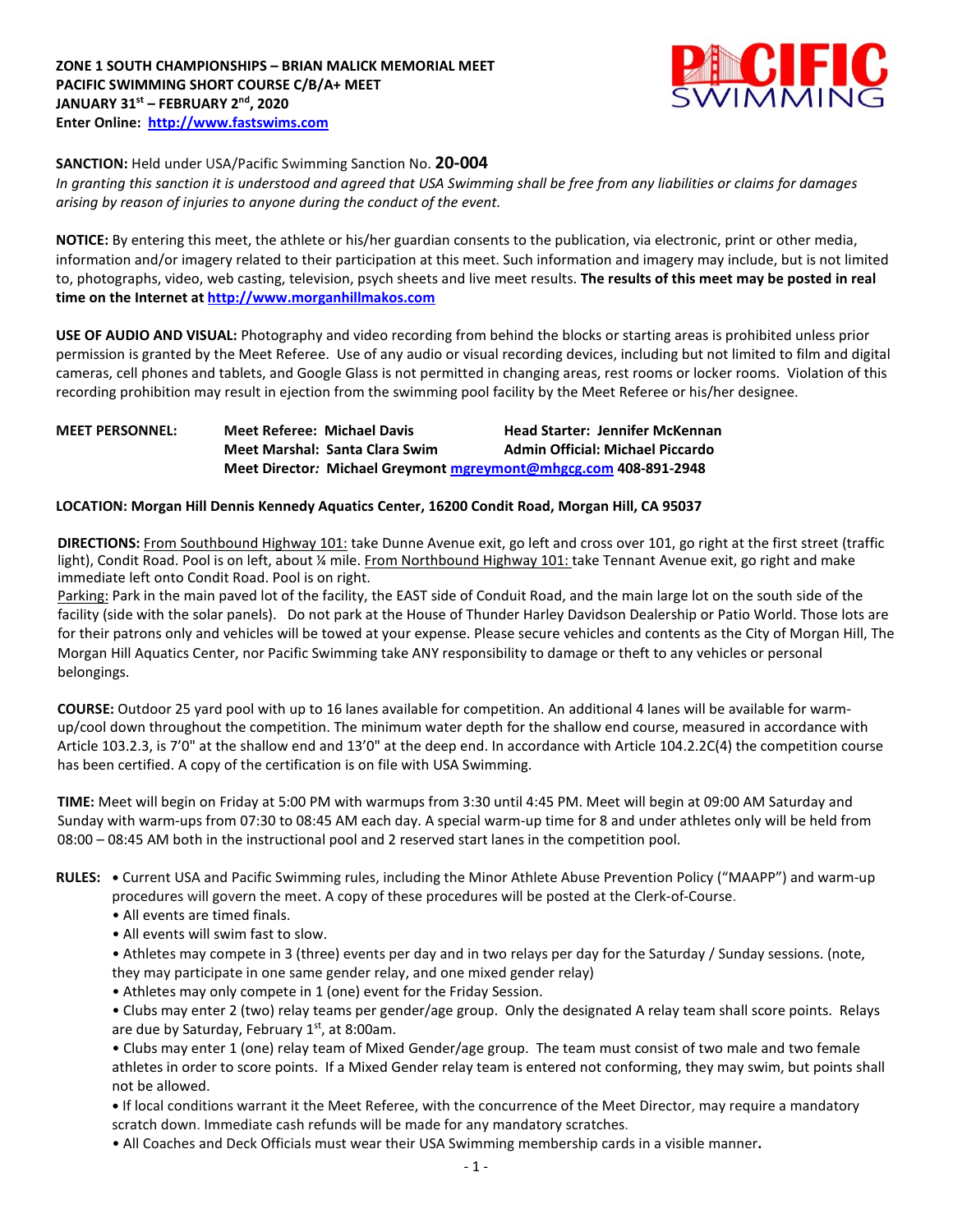**ZONE 1 SOUTH CHAMPIONSHIPS – BRIAN MALICK MEMORIAL MEET**
**PACIFIC SWIMMING SHORT COURSE C/B/A+ MEET**
**JANUARY 31st – FEBRUARY 2nd, 2020**
**Enter Online: http://www.fastswims.com**

PACIFIC SWIMMING

**SANCTION:** Held under USA/Pacific Swimming Sanction No. **20-004**
*In granting this sanction it is understood and agreed that USA Swimming shall be free from any liabilities or claims for damages arising by reason of injuries to anyone during the conduct of the event.*

**NOTICE:** By entering this meet, the athlete or his/her guardian consents to the publication, via electronic, print or other media, information and/or imagery related to their participation at this meet. Such information and imagery may include, but is not limited to, photographs, video, web casting, television, psych sheets and live meet results. **The results of this meet may be posted in real time on the Internet at http://www.morganhillmakos.com**

**USE OF AUDIO AND VISUAL:** Photography and video recording from behind the blocks or starting areas is prohibited unless prior permission is granted by the Meet Referee. Use of any audio or visual recording devices, including but not limited to film and digital cameras, cell phones and tablets, and Google Glass is not permitted in changing areas, rest rooms or locker rooms. Violation of this recording prohibition may result in ejection from the swimming pool facility by the Meet Referee or his/her designee.

**MEET PERSONNEL:**
**Meet Referee: Michael Davis** | **Head Starter: Jennifer McKennan**
**Meet Marshal: Santa Clara Swim** | **Admin Official: Michael Piccardo**
**Meet Director: Michael Greymont mgreymont@mhgcg.com 408-891-2948**

**LOCATION: Morgan Hill Dennis Kennedy Aquatics Center, 16200 Condit Road, Morgan Hill, CA 95037**

**DIRECTIONS:** From Southbound Highway 101: take Dunne Avenue exit, go left and cross over 101, go right at the first street (traffic light), Condit Road. Pool is on left, about ¼ mile. From Northbound Highway 101: take Tennant Avenue exit, go right and make immediate left onto Condit Road. Pool is on right.
Parking: Park in the main paved lot of the facility, the EAST side of Conduit Road, and the main large lot on the south side of the facility (side with the solar panels). Do not park at the House of Thunder Harley Davidson Dealership or Patio World. Those lots are for their patrons only and vehicles will be towed at your expense. Please secure vehicles and contents as the City of Morgan Hill, The Morgan Hill Aquatics Center, nor Pacific Swimming take ANY responsibility to damage or theft to any vehicles or personal belongings.

**COURSE:** Outdoor 25 yard pool with up to 16 lanes available for competition. An additional 4 lanes will be available for warm-up/cool down throughout the competition. The minimum water depth for the shallow end course, measured in accordance with Article 103.2.3, is 7'0" at the shallow end and 13'0" at the deep end. In accordance with Article 104.2.2C(4) the competition course has been certified. A copy of the certification is on file with USA Swimming.

**TIME:** Meet will begin on Friday at 5:00 PM with warmups from 3:30 until 4:45 PM. Meet will begin at 09:00 AM Saturday and Sunday with warm-ups from 07:30 to 08:45 AM each day. A special warm-up time for 8 and under athletes only will be held from 08:00 – 08:45 AM both in the instructional pool and 2 reserved start lanes in the competition pool.

**RULES:**
- Current USA and Pacific Swimming rules, including the Minor Athlete Abuse Prevention Policy ("MAAPP") and warm-up procedures will govern the meet. A copy of these procedures will be posted at the Clerk-of-Course.
- All events are timed finals.
- All events will swim fast to slow.
- Athletes may compete in 3 (three) events per day and in two relays per day for the Saturday / Sunday sessions. (note, they may participate in one same gender relay, and one mixed gender relay)
- Athletes may only compete in 1 (one) event for the Friday Session.
- Clubs may enter 2 (two) relay teams per gender/age group. Only the designated A relay team shall score points. Relays are due by Saturday, February 1st, at 8:00am.
- Clubs may enter 1 (one) relay team of Mixed Gender/age group. The team must consist of two male and two female athletes in order to score points. If a Mixed Gender relay team is entered not conforming, they may swim, but points shall not be allowed.
- If local conditions warrant it the Meet Referee, with the concurrence of the Meet Director, may require a mandatory scratch down. Immediate cash refunds will be made for any mandatory scratches.
- All Coaches and Deck Officials must wear their USA Swimming membership cards in a visible manner**.**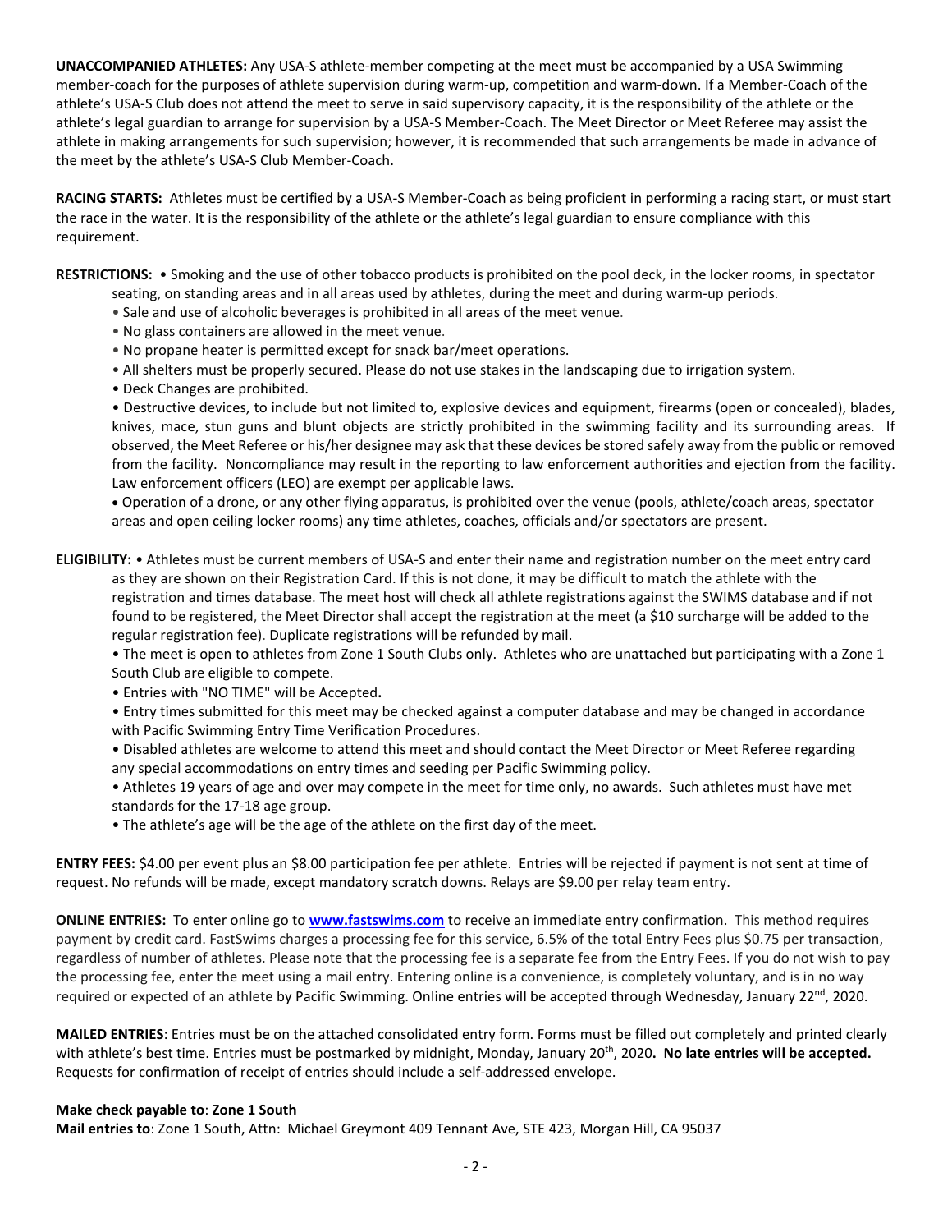**UNACCOMPANIED ATHLETES:** Any USA-S athlete-member competing at the meet must be accompanied by a USA Swimming member-coach for the purposes of athlete supervision during warm-up, competition and warm-down. If a Member-Coach of the athlete's USA-S Club does not attend the meet to serve in said supervisory capacity, it is the responsibility of the athlete or the athlete's legal guardian to arrange for supervision by a USA-S Member-Coach. The Meet Director or Meet Referee may assist the athlete in making arrangements for such supervision; however, it is recommended that such arrangements be made in advance of the meet by the athlete's USA-S Club Member-Coach.

**RACING STARTS:** Athletes must be certified by a USA-S Member-Coach as being proficient in performing a racing start, or must start the race in the water. It is the responsibility of the athlete or the athlete's legal guardian to ensure compliance with this requirement.

**RESTRICTIONS:**
- Smoking and the use of other tobacco products is prohibited on the pool deck, in the locker rooms, in spectator seating, on standing areas and in all areas used by athletes, during the meet and during warm-up periods.
- Sale and use of alcoholic beverages is prohibited in all areas of the meet venue.
- No glass containers are allowed in the meet venue.
- No propane heater is permitted except for snack bar/meet operations.
- All shelters must be properly secured. Please do not use stakes in the landscaping due to irrigation system.
- Deck Changes are prohibited.
- Destructive devices, to include but not limited to, explosive devices and equipment, firearms (open or concealed), blades, knives, mace, stun guns and blunt objects are strictly prohibited in the swimming facility and its surrounding areas. If observed, the Meet Referee or his/her designee may ask that these devices be stored safely away from the public or removed from the facility. Noncompliance may result in the reporting to law enforcement authorities and ejection from the facility. Law enforcement officers (LEO) are exempt per applicable laws.
- Operation of a drone, or any other flying apparatus, is prohibited over the venue (pools, athlete/coach areas, spectator areas and open ceiling locker rooms) any time athletes, coaches, officials and/or spectators are present.

**ELIGIBILITY:**
- Athletes must be current members of USA-S and enter their name and registration number on the meet entry card as they are shown on their Registration Card. If this is not done, it may be difficult to match the athlete with the registration and times database. The meet host will check all athlete registrations against the SWIMS database and if not found to be registered, the Meet Director shall accept the registration at the meet (a $10 surcharge will be added to the regular registration fee). Duplicate registrations will be refunded by mail.
- The meet is open to athletes from Zone 1 South Clubs only. Athletes who are unattached but participating with a Zone 1 South Club are eligible to compete.
- Entries with "NO TIME" will be Accepted**.**
- Entry times submitted for this meet may be checked against a computer database and may be changed in accordance with Pacific Swimming Entry Time Verification Procedures.
- Disabled athletes are welcome to attend this meet and should contact the Meet Director or Meet Referee regarding any special accommodations on entry times and seeding per Pacific Swimming policy.
- Athletes 19 years of age and over may compete in the meet for time only, no awards. Such athletes must have met standards for the 17-18 age group.
- The athlete's age will be the age of the athlete on the first day of the meet.

**ENTRY FEES:** $4.00 per event plus an $8.00 participation fee per athlete. Entries will be rejected if payment is not sent at time of request. No refunds will be made, except mandatory scratch downs. Relays are $9.00 per relay team entry.

**ONLINE ENTRIES:** To enter online go to **www.fastswims.com** to receive an immediate entry confirmation. This method requires payment by credit card. FastSwims charges a processing fee for this service, 6.5% of the total Entry Fees plus $0.75 per transaction, regardless of number of athletes. Please note that the processing fee is a separate fee from the Entry Fees. If you do not wish to pay the processing fee, enter the meet using a mail entry. Entering online is a convenience, is completely voluntary, and is in no way required or expected of an athlete by Pacific Swimming. Online entries will be accepted through Wednesday, January 22nd, 2020.

**MAILED ENTRIES**: Entries must be on the attached consolidated entry form. Forms must be filled out completely and printed clearly with athlete's best time. Entries must be postmarked by midnight, Monday, January 20th, 2020**. No late entries will be accepted.** Requests for confirmation of receipt of entries should include a self-addressed envelope.

**Make check payable to**: **Zone 1 South**
**Mail entries to**: Zone 1 South, Attn: Michael Greymont 409 Tennant Ave, STE 423, Morgan Hill, CA 95037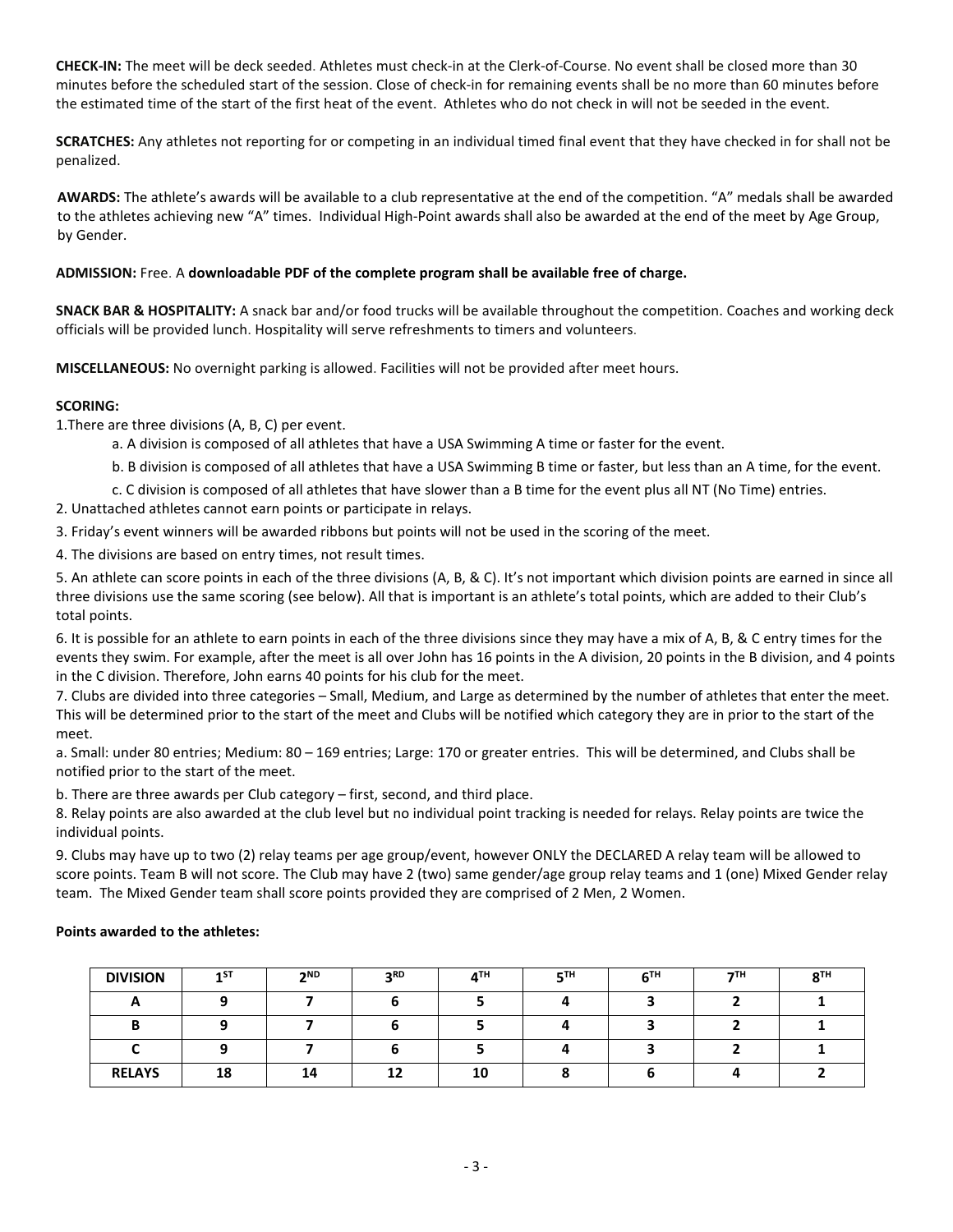**CHECK-IN:** The meet will be deck seeded. Athletes must check-in at the Clerk-of-Course. No event shall be closed more than 30 minutes before the scheduled start of the session. Close of check-in for remaining events shall be no more than 60 minutes before the estimated time of the start of the first heat of the event. Athletes who do not check in will not be seeded in the event.

**SCRATCHES:** Any athletes not reporting for or competing in an individual timed final event that they have checked in for shall not be penalized.

**AWARDS:** The athlete's awards will be available to a club representative at the end of the competition. "A" medals shall be awarded to the athletes achieving new "A" times. Individual High-Point awards shall also be awarded at the end of the meet by Age Group, by Gender.

**ADMISSION:** Free. A **downloadable PDF of the complete program shall be available free of charge.**

**SNACK BAR & HOSPITALITY:** A snack bar and/or food trucks will be available throughout the competition. Coaches and working deck officials will be provided lunch. Hospitality will serve refreshments to timers and volunteers.

**MISCELLANEOUS:** No overnight parking is allowed. Facilities will not be provided after meet hours.

**SCORING:**

1.There are three divisions (A, B, C) per event.

   a. A division is composed of all athletes that have a USA Swimming A time or faster for the event.

   b. B division is composed of all athletes that have a USA Swimming B time or faster, but less than an A time, for the event.

   c. C division is composed of all athletes that have slower than a B time for the event plus all NT (No Time) entries.

2. Unattached athletes cannot earn points or participate in relays.

3. Friday's event winners will be awarded ribbons but points will not be used in the scoring of the meet.

4. The divisions are based on entry times, not result times.

5. An athlete can score points in each of the three divisions (A, B, & C). It's not important which division points are earned in since all three divisions use the same scoring (see below). All that is important is an athlete's total points, which are added to their Club's total points.

6. It is possible for an athlete to earn points in each of the three divisions since they may have a mix of A, B, & C entry times for the events they swim. For example, after the meet is all over John has 16 points in the A division, 20 points in the B division, and 4 points in the C division. Therefore, John earns 40 points for his club for the meet.

7. Clubs are divided into three categories – Small, Medium, and Large as determined by the number of athletes that enter the meet. This will be determined prior to the start of the meet and Clubs will be notified which category they are in prior to the start of the meet.

a. Small: under 80 entries; Medium: 80 – 169 entries; Large: 170 or greater entries. This will be determined, and Clubs shall be notified prior to the start of the meet.

b. There are three awards per Club category – first, second, and third place.

8. Relay points are also awarded at the club level but no individual point tracking is needed for relays. Relay points are twice the individual points.

9. Clubs may have up to two (2) relay teams per age group/event, however ONLY the DECLARED A relay team will be allowed to score points. Team B will not score. The Club may have 2 (two) same gender/age group relay teams and 1 (one) Mixed Gender relay team. The Mixed Gender team shall score points provided they are comprised of 2 Men, 2 Women.

**Points awarded to the athletes:**

| DIVISION | 1ST | 2ND | 3RD | 4TH | 5TH | 6TH | 7TH | 8TH |
|---|---|---|---|---|---|---|---|---|
| A | 9 | 7 | 6 | 5 | 4 | 3 | 2 | 1 |
| B | 9 | 7 | 6 | 5 | 4 | 3 | 2 | 1 |
| C | 9 | 7 | 6 | 5 | 4 | 3 | 2 | 1 |
| RELAYS | 18 | 14 | 12 | 10 | 8 | 6 | 4 | 2 |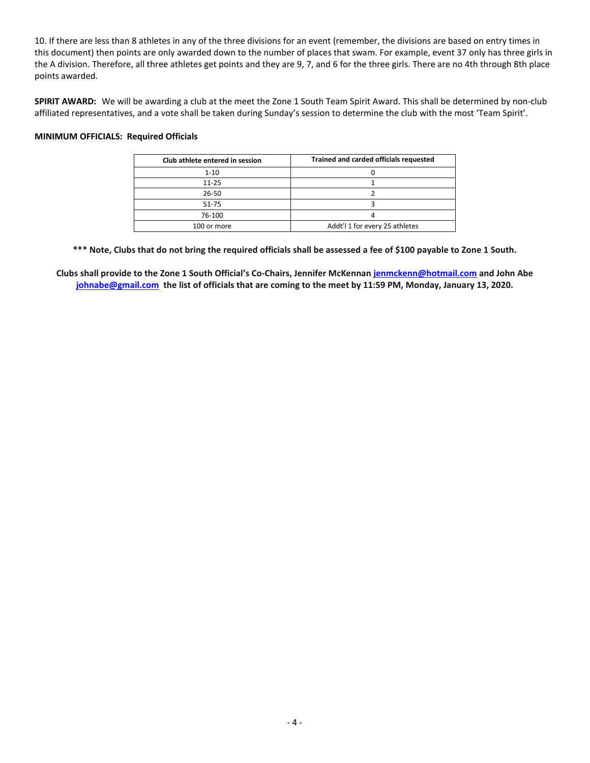10. If there are less than 8 athletes in any of the three divisions for an event (remember, the divisions are based on entry times in this document) then points are only awarded down to the number of places that swam. For example, event 37 only has three girls in the A division. Therefore, all three athletes get points and they are 9, 7, and 6 for the three girls. There are no 4th through 8th place points awarded.

**SPIRIT AWARD:** We will be awarding a club at the meet the Zone 1 South Team Spirit Award. This shall be determined by non-club affiliated representatives, and a vote shall be taken during Sunday's session to determine the club with the most 'Team Spirit'.

**MINIMUM OFFICIALS: Required Officials**

| Club athlete entered in session | Trained and carded officials requested |
|---|---|
| 1-10 | 0 |
| 11-25 | 1 |
| 26-50 | 2 |
| 51-75 | 3 |
| 76-100 | 4 |
| 100 or more | Addt'l 1 for every 25 athletes |

**\*\*\* Note, Clubs that do not bring the required officials shall be assessed a fee of $100 payable to Zone 1 South.**

**Clubs shall provide to the Zone 1 South Official's Co-Chairs, Jennifer McKennan jenmckenn@hotmail.com and John Abe johnabe@gmail.com the list of officials that are coming to the meet by 11:59 PM, Monday, January 13, 2020.**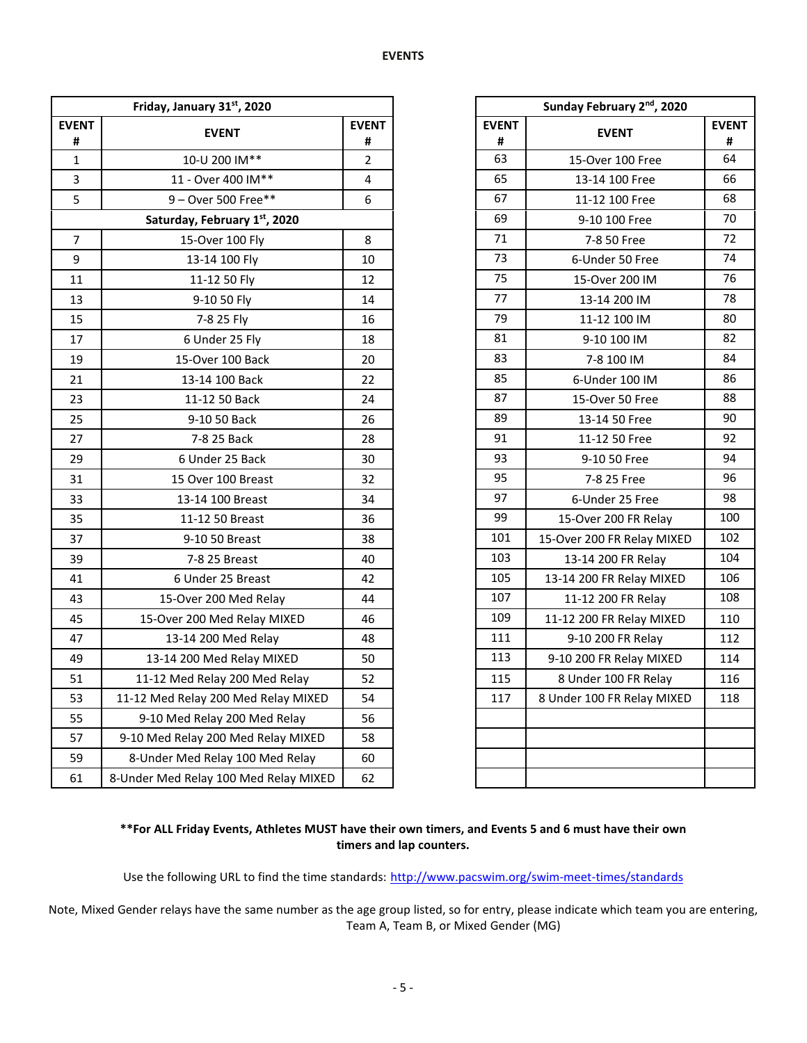**EVENTS**

| Friday, January 31st, 2020 | | |
|---|---|---|
| **EVENT #** | **EVENT** | **EVENT #** |
| 1 | 10-U 200 IM** | 2 |
| 3 | 11 - Over 400 IM** | 4 |
| 5 | 9 – Over 500 Free** | 6 |
| **Saturday, February 1st, 2020** | | |
| 7 | 15-Over 100 Fly | 8 |
| 9 | 13-14 100 Fly | 10 |
| 11 | 11-12 50 Fly | 12 |
| 13 | 9-10 50 Fly | 14 |
| 15 | 7-8 25 Fly | 16 |
| 17 | 6 Under 25 Fly | 18 |
| 19 | 15-Over 100 Back | 20 |
| 21 | 13-14 100 Back | 22 |
| 23 | 11-12 50 Back | 24 |
| 25 | 9-10 50 Back | 26 |
| 27 | 7-8 25 Back | 28 |
| 29 | 6 Under 25 Back | 30 |
| 31 | 15 Over 100 Breast | 32 |
| 33 | 13-14 100 Breast | 34 |
| 35 | 11-12 50 Breast | 36 |
| 37 | 9-10 50 Breast | 38 |
| 39 | 7-8 25 Breast | 40 |
| 41 | 6 Under 25 Breast | 42 |
| 43 | 15-Over 200 Med Relay | 44 |
| 45 | 15-Over 200 Med Relay MIXED | 46 |
| 47 | 13-14 200 Med Relay | 48 |
| 49 | 13-14 200 Med Relay MIXED | 50 |
| 51 | 11-12 Med Relay 200 Med Relay | 52 |
| 53 | 11-12 Med Relay 200 Med Relay MIXED | 54 |
| 55 | 9-10 Med Relay 200 Med Relay | 56 |
| 57 | 9-10 Med Relay 200 Med Relay MIXED | 58 |
| 59 | 8-Under Med Relay 100 Med Relay | 60 |
| 61 | 8-Under Med Relay 100 Med Relay MIXED | 62 |

| Sunday February 2nd, 2020 | | |
|---|---|---|
| **EVENT #** | **EVENT** | **EVENT #** |
| 63 | 15-Over 100 Free | 64 |
| 65 | 13-14 100 Free | 66 |
| 67 | 11-12 100 Free | 68 |
| 69 | 9-10 100 Free | 70 |
| 71 | 7-8 50 Free | 72 |
| 73 | 6-Under 50 Free | 74 |
| 75 | 15-Over 200 IM | 76 |
| 77 | 13-14 200 IM | 78 |
| 79 | 11-12 100 IM | 80 |
| 81 | 9-10 100 IM | 82 |
| 83 | 7-8 100 IM | 84 |
| 85 | 6-Under 100 IM | 86 |
| 87 | 15-Over 50 Free | 88 |
| 89 | 13-14 50 Free | 90 |
| 91 | 11-12 50 Free | 92 |
| 93 | 9-10 50 Free | 94 |
| 95 | 7-8 25 Free | 96 |
| 97 | 6-Under 25 Free | 98 |
| 99 | 15-Over 200 FR Relay | 100 |
| 101 | 15-Over 200 FR Relay MIXED | 102 |
| 103 | 13-14 200 FR Relay | 104 |
| 105 | 13-14 200 FR Relay MIXED | 106 |
| 107 | 11-12 200 FR Relay | 108 |
| 109 | 11-12 200 FR Relay MIXED | 110 |
| 111 | 9-10 200 FR Relay | 112 |
| 113 | 9-10 200 FR Relay MIXED | 114 |
| 115 | 8 Under 100 FR Relay | 116 |
| 117 | 8 Under 100 FR Relay MIXED | 118 |

****For ALL Friday Events, Athletes MUST have their own timers, and Events 5 and 6 must have their own timers and lap counters.**

Use the following URL to find the time standards: http://www.pacswim.org/swim-meet-times/standards

Note, Mixed Gender relays have the same number as the age group listed, so for entry, please indicate which team you are entering, Team A, Team B, or Mixed Gender (MG)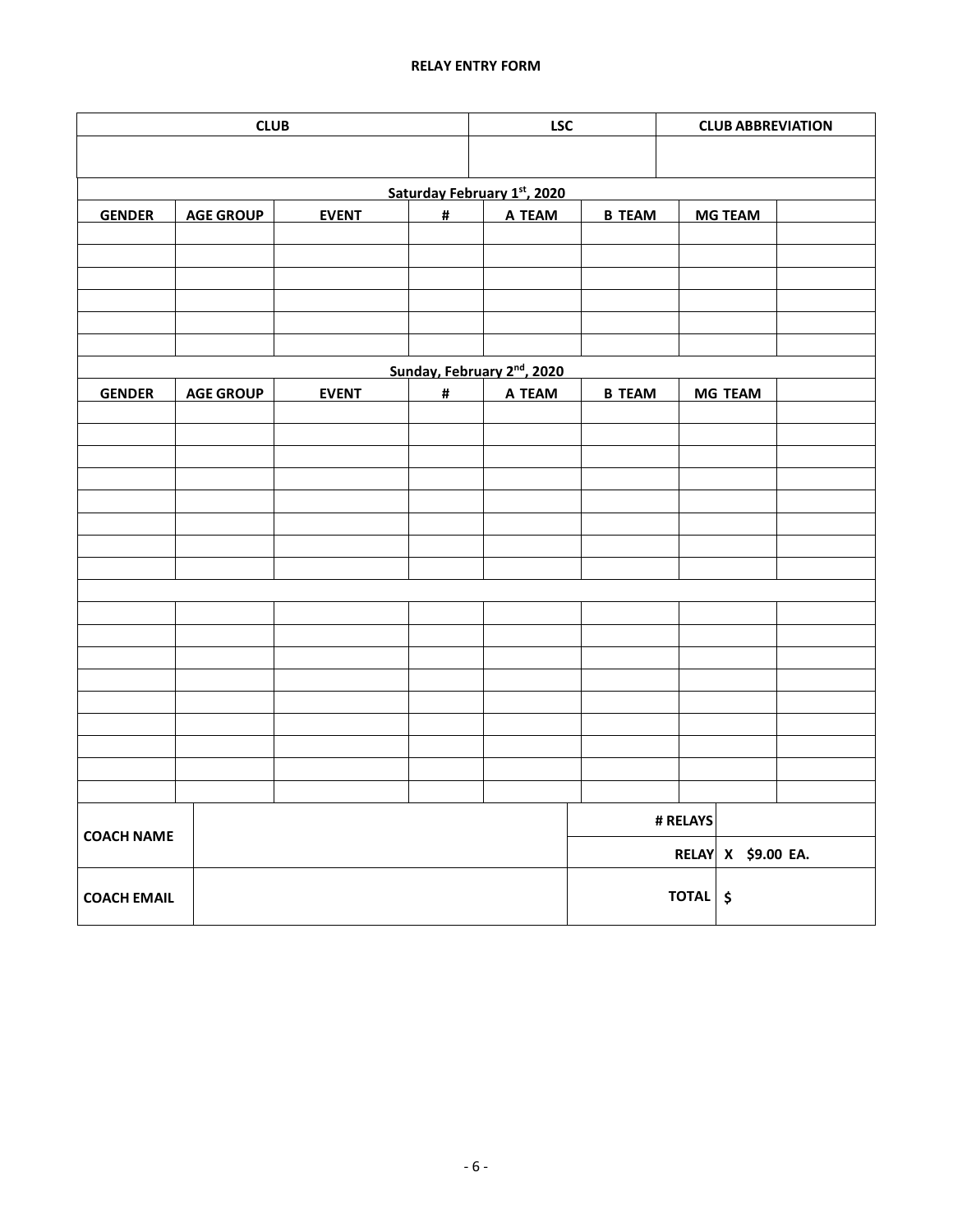**RELAY ENTRY FORM**

| CLUB | LSC | CLUB ABBREVIATION |
|---|---|---|
| | | |

| | | | | | | | |
|---|---|---|---|---|---|---|---|
| **Saturday February 1st, 2020** | | | | | | | |
| **GENDER** | **AGE GROUP** | **EVENT** | **#** | **A TEAM** | **B TEAM** | **MG TEAM** | |
| | | | | | | | |
| | | | | | | | |
| | | | | | | | |
| | | | | | | | |
| | | | | | | | |
| | | | | | | | |
| **Sunday, February 2nd, 2020** | | | | | | | |
| **GENDER** | **AGE GROUP** | **EVENT** | **#** | **A TEAM** | **B TEAM** | **MG TEAM** | |
| | | | | | | | |
| | | | | | | | |
| | | | | | | | |
| | | | | | | | |
| | | | | | | | |
| | | | | | | | |
| | | | | | | | |
| | | | | | | | |
| | | | | | | | |
| | | | | | | | |
| | | | | | | | |
| | | | | | | | |
| | | | | | | | |
| | | | | | | | |
| | | | | | | | |
| | | | | | | | |
| | | | | | | | |
| | | | | | | | |

| | | | |
|---|---|---|---|
| **COACH NAME** | | **# RELAYS** | |
| | | **RELAY** | **X $9.00 EA.** |
| **COACH EMAIL** | | **TOTAL** | **$** |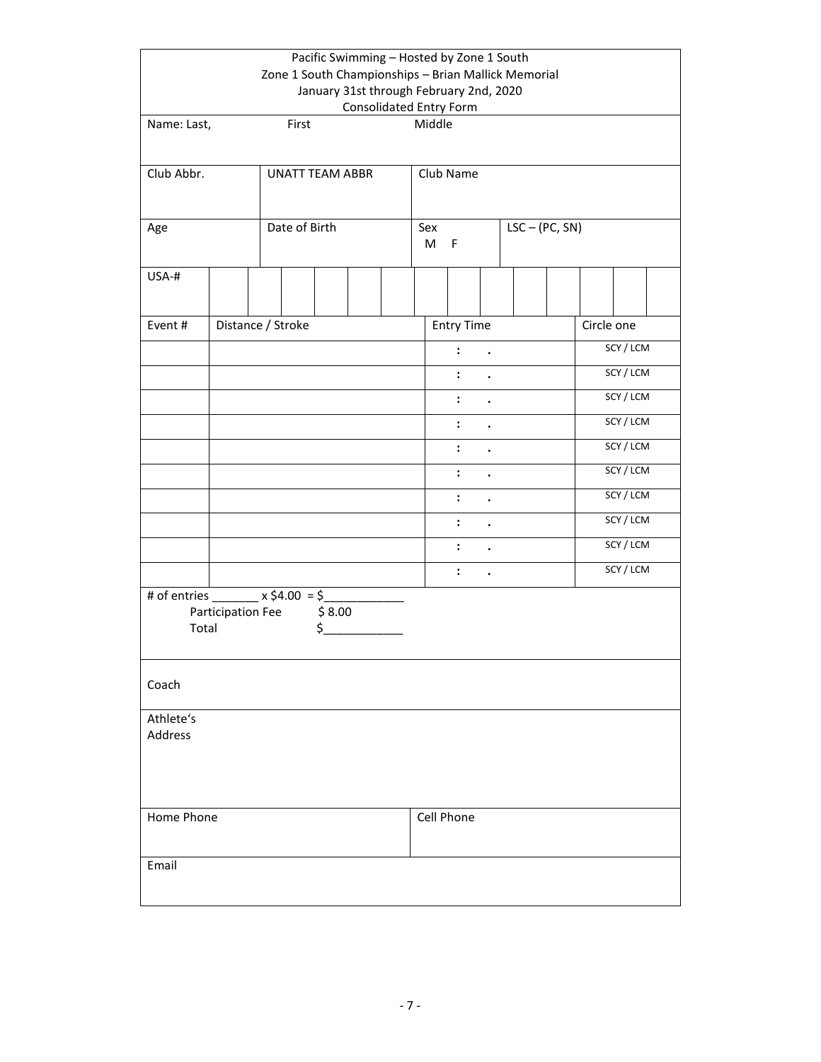Pacific Swimming – Hosted by Zone 1 South
Zone 1 South Championships – Brian Mallick Memorial
January 31st through February 2nd, 2020
Consolidated Entry Form

| Name: Last, | First | Middle |
|---|---|---|
| | | |

| Club Abbr. | UNATT TEAM ABBR | Club Name |
|---|---|---|
| | | |

| Age | Date of Birth | Sex M F | LSC – (PC, SN) |
|---|---|---|---|
| | | | |

| USA-# | | | | | | | | | | | | | | |
|---|---|---|---|---|---|---|---|---|---|---|---|---|---|---|

| Event # | Distance / Stroke | Entry Time | Circle one |
|---|---|---|---|
| | | : . | SCY / LCM |
| | | : . | SCY / LCM |
| | | : . | SCY / LCM |
| | | : . | SCY / LCM |
| | | : . | SCY / LCM |
| | | : . | SCY / LCM |
| | | : . | SCY / LCM |
| | | : . | SCY / LCM |
| | | : . | SCY / LCM |
| | | : . | SCY / LCM |

# of entries _______ x $4.00 = $____________
Participation Fee $ 8.00
Total $____________

| | |
|---|---|
| Coach | |
| Athlete's Address | |
| Home Phone | Cell Phone |
| Email | |